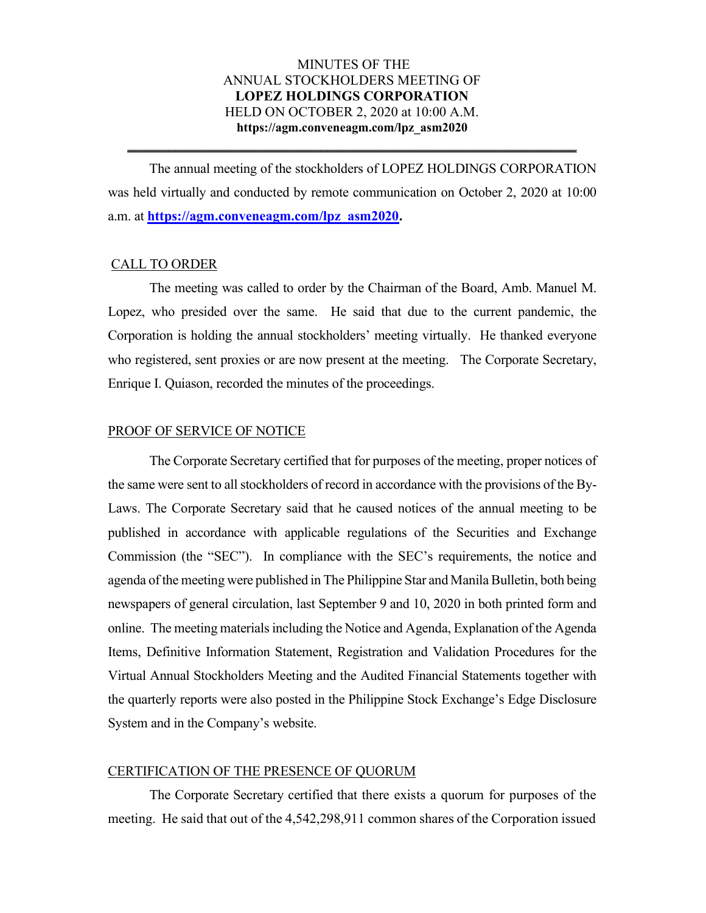MINUTES OF THE
ANNUAL STOCKHOLDERS MEETING OF
**LOPEZ HOLDINGS CORPORATION**
HELD ON OCTOBER 2, 2020 at 10:00 A.M.
**https://agm.conveneagm.com/lpz_asm2020**

---

The annual meeting of the stockholders of LOPEZ HOLDINGS CORPORATION was held virtually and conducted by remote communication on October 2, 2020 at 10:00 a.m. at **https://agm.conveneagm.com/lpz_asm2020.**

## CALL TO ORDER

The meeting was called to order by the Chairman of the Board, Amb. Manuel M. Lopez, who presided over the same. He said that due to the current pandemic, the Corporation is holding the annual stockholders' meeting virtually. He thanked everyone who registered, sent proxies or are now present at the meeting. The Corporate Secretary, Enrique I. Quiason, recorded the minutes of the proceedings.

## PROOF OF SERVICE OF NOTICE

The Corporate Secretary certified that for purposes of the meeting, proper notices of the same were sent to all stockholders of record in accordance with the provisions of the By-Laws. The Corporate Secretary said that he caused notices of the annual meeting to be published in accordance with applicable regulations of the Securities and Exchange Commission (the "SEC"). In compliance with the SEC's requirements, the notice and agenda of the meeting were published in The Philippine Star and Manila Bulletin, both being newspapers of general circulation, last September 9 and 10, 2020 in both printed form and online. The meeting materials including the Notice and Agenda, Explanation of the Agenda Items, Definitive Information Statement, Registration and Validation Procedures for the Virtual Annual Stockholders Meeting and the Audited Financial Statements together with the quarterly reports were also posted in the Philippine Stock Exchange's Edge Disclosure System and in the Company's website.

## CERTIFICATION OF THE PRESENCE OF QUORUM

The Corporate Secretary certified that there exists a quorum for purposes of the meeting. He said that out of the 4,542,298,911 common shares of the Corporation issued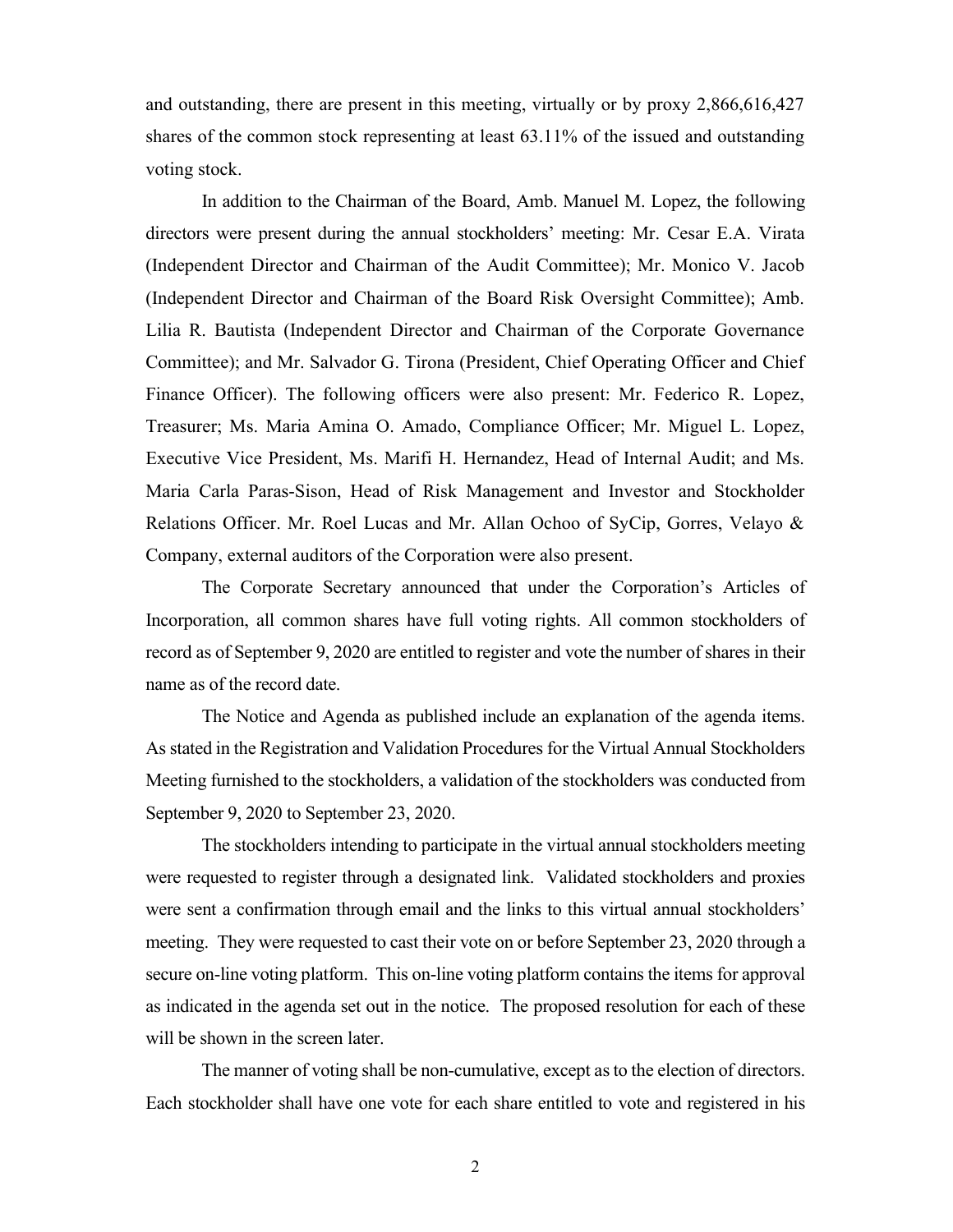and outstanding, there are present in this meeting, virtually or by proxy 2,866,616,427 shares of the common stock representing at least 63.11% of the issued and outstanding voting stock.

In addition to the Chairman of the Board, Amb. Manuel M. Lopez, the following directors were present during the annual stockholders' meeting: Mr. Cesar E.A. Virata (Independent Director and Chairman of the Audit Committee); Mr. Monico V. Jacob (Independent Director and Chairman of the Board Risk Oversight Committee); Amb. Lilia R. Bautista (Independent Director and Chairman of the Corporate Governance Committee); and Mr. Salvador G. Tirona (President, Chief Operating Officer and Chief Finance Officer). The following officers were also present: Mr. Federico R. Lopez, Treasurer; Ms. Maria Amina O. Amado, Compliance Officer; Mr. Miguel L. Lopez, Executive Vice President, Ms. Marifi H. Hernandez, Head of Internal Audit; and Ms. Maria Carla Paras-Sison, Head of Risk Management and Investor and Stockholder Relations Officer. Mr. Roel Lucas and Mr. Allan Ochoo of SyCip, Gorres, Velayo & Company, external auditors of the Corporation were also present.

The Corporate Secretary announced that under the Corporation's Articles of Incorporation, all common shares have full voting rights. All common stockholders of record as of September 9, 2020 are entitled to register and vote the number of shares in their name as of the record date.

The Notice and Agenda as published include an explanation of the agenda items. As stated in the Registration and Validation Procedures for the Virtual Annual Stockholders Meeting furnished to the stockholders, a validation of the stockholders was conducted from September 9, 2020 to September 23, 2020.

The stockholders intending to participate in the virtual annual stockholders meeting were requested to register through a designated link. Validated stockholders and proxies were sent a confirmation through email and the links to this virtual annual stockholders' meeting. They were requested to cast their vote on or before September 23, 2020 through a secure on-line voting platform. This on-line voting platform contains the items for approval as indicated in the agenda set out in the notice. The proposed resolution for each of these will be shown in the screen later.

The manner of voting shall be non-cumulative, except as to the election of directors. Each stockholder shall have one vote for each share entitled to vote and registered in his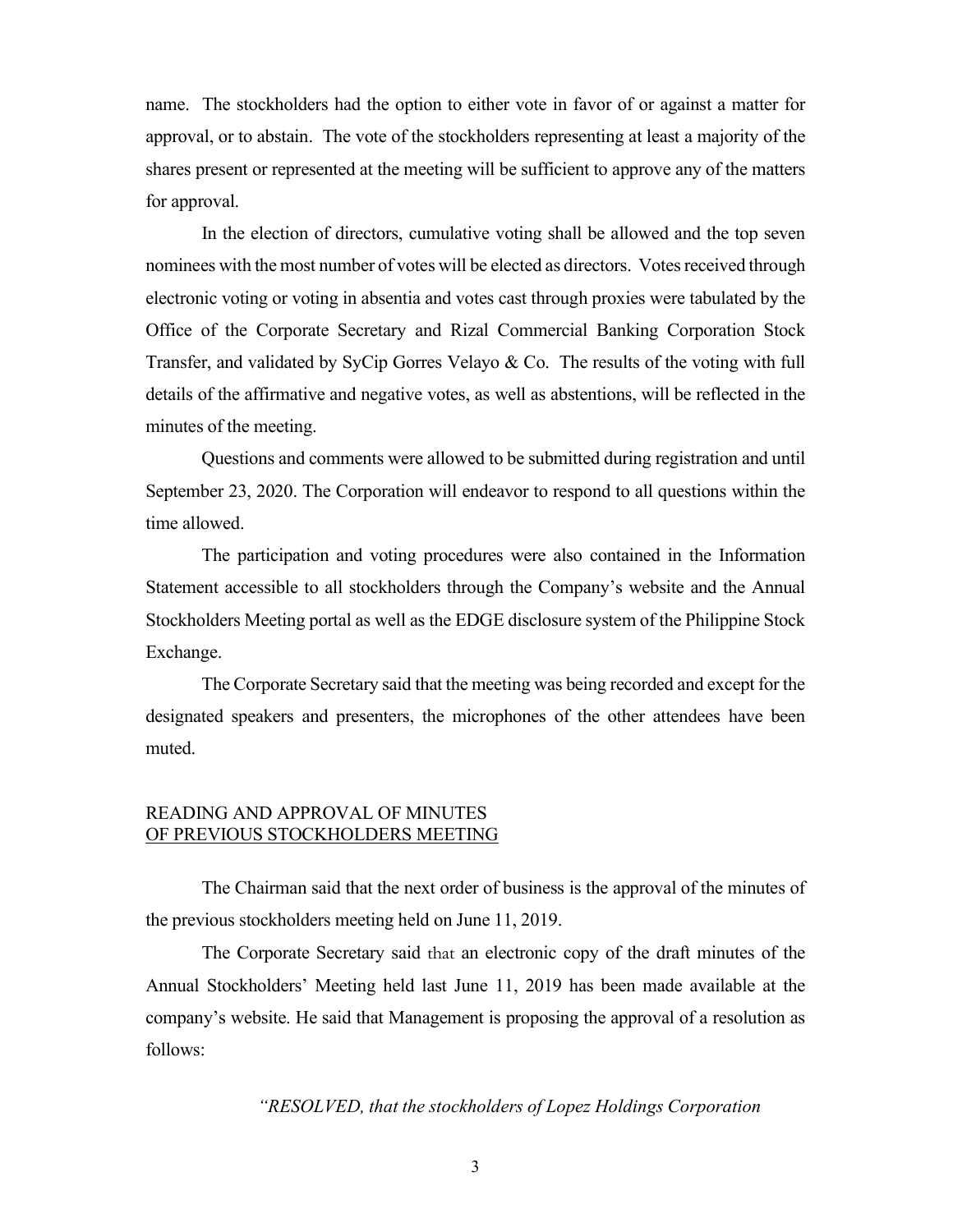name. The stockholders had the option to either vote in favor of or against a matter for approval, or to abstain. The vote of the stockholders representing at least a majority of the shares present or represented at the meeting will be sufficient to approve any of the matters for approval.

In the election of directors, cumulative voting shall be allowed and the top seven nominees with the most number of votes will be elected as directors. Votes received through electronic voting or voting in absentia and votes cast through proxies were tabulated by the Office of the Corporate Secretary and Rizal Commercial Banking Corporation Stock Transfer, and validated by SyCip Gorres Velayo & Co. The results of the voting with full details of the affirmative and negative votes, as well as abstentions, will be reflected in the minutes of the meeting.

Questions and comments were allowed to be submitted during registration and until September 23, 2020. The Corporation will endeavor to respond to all questions within the time allowed.

The participation and voting procedures were also contained in the Information Statement accessible to all stockholders through the Company's website and the Annual Stockholders Meeting portal as well as the EDGE disclosure system of the Philippine Stock Exchange.

The Corporate Secretary said that the meeting was being recorded and except for the designated speakers and presenters, the microphones of the other attendees have been muted.

## READING AND APPROVAL OF MINUTES OF PREVIOUS STOCKHOLDERS MEETING

The Chairman said that the next order of business is the approval of the minutes of the previous stockholders meeting held on June 11, 2019.

The Corporate Secretary said that an electronic copy of the draft minutes of the Annual Stockholders' Meeting held last June 11, 2019 has been made available at the company's website. He said that Management is proposing the approval of a resolution as follows:

*"RESOLVED, that the stockholders of Lopez Holdings Corporation*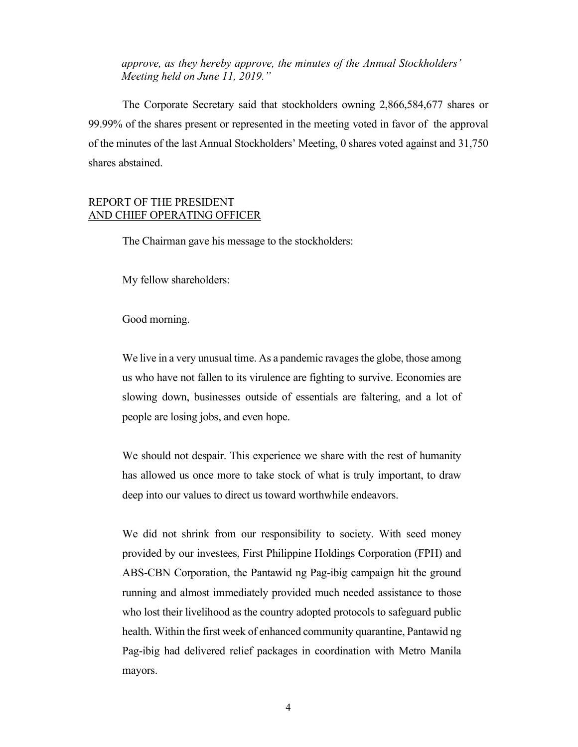*approve, as they hereby approve, the minutes of the Annual Stockholders' Meeting held on June 11, 2019."*

The Corporate Secretary said that stockholders owning 2,866,584,677 shares or 99.99% of the shares present or represented in the meeting voted in favor of the approval of the minutes of the last Annual Stockholders' Meeting, 0 shares voted against and 31,750 shares abstained.

## REPORT OF THE PRESIDENT AND CHIEF OPERATING OFFICER

The Chairman gave his message to the stockholders:

My fellow shareholders:

Good morning.

We live in a very unusual time. As a pandemic ravages the globe, those among us who have not fallen to its virulence are fighting to survive. Economies are slowing down, businesses outside of essentials are faltering, and a lot of people are losing jobs, and even hope.

We should not despair. This experience we share with the rest of humanity has allowed us once more to take stock of what is truly important, to draw deep into our values to direct us toward worthwhile endeavors.

We did not shrink from our responsibility to society. With seed money provided by our investees, First Philippine Holdings Corporation (FPH) and ABS-CBN Corporation, the Pantawid ng Pag-ibig campaign hit the ground running and almost immediately provided much needed assistance to those who lost their livelihood as the country adopted protocols to safeguard public health. Within the first week of enhanced community quarantine, Pantawid ng Pag-ibig had delivered relief packages in coordination with Metro Manila mayors.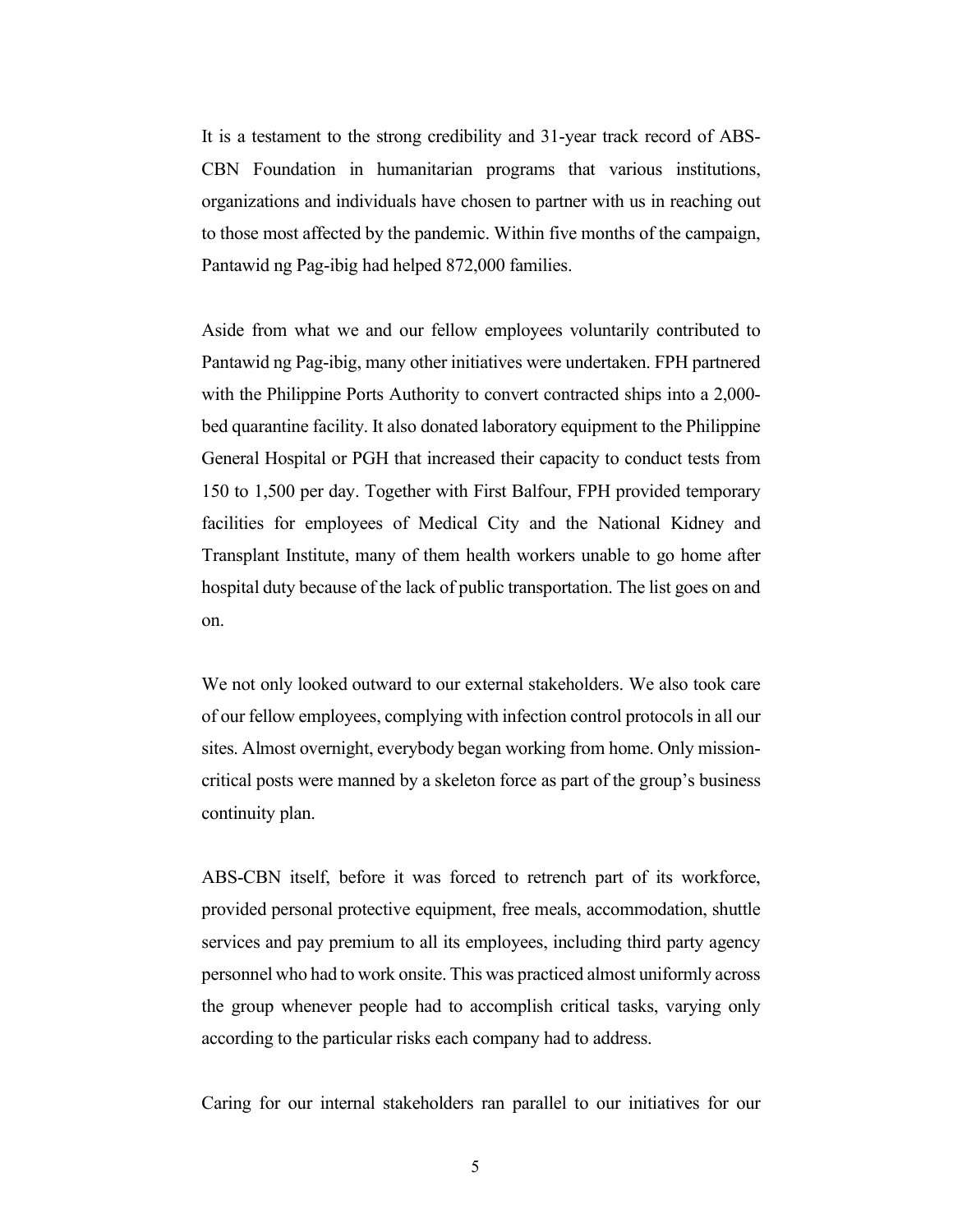It is a testament to the strong credibility and 31-year track record of ABS-CBN Foundation in humanitarian programs that various institutions, organizations and individuals have chosen to partner with us in reaching out to those most affected by the pandemic. Within five months of the campaign, Pantawid ng Pag-ibig had helped 872,000 families.

Aside from what we and our fellow employees voluntarily contributed to Pantawid ng Pag-ibig, many other initiatives were undertaken. FPH partnered with the Philippine Ports Authority to convert contracted ships into a 2,000-bed quarantine facility. It also donated laboratory equipment to the Philippine General Hospital or PGH that increased their capacity to conduct tests from 150 to 1,500 per day. Together with First Balfour, FPH provided temporary facilities for employees of Medical City and the National Kidney and Transplant Institute, many of them health workers unable to go home after hospital duty because of the lack of public transportation. The list goes on and on.

We not only looked outward to our external stakeholders. We also took care of our fellow employees, complying with infection control protocols in all our sites. Almost overnight, everybody began working from home. Only mission-critical posts were manned by a skeleton force as part of the group's business continuity plan.

ABS-CBN itself, before it was forced to retrench part of its workforce, provided personal protective equipment, free meals, accommodation, shuttle services and pay premium to all its employees, including third party agency personnel who had to work onsite. This was practiced almost uniformly across the group whenever people had to accomplish critical tasks, varying only according to the particular risks each company had to address.

Caring for our internal stakeholders ran parallel to our initiatives for our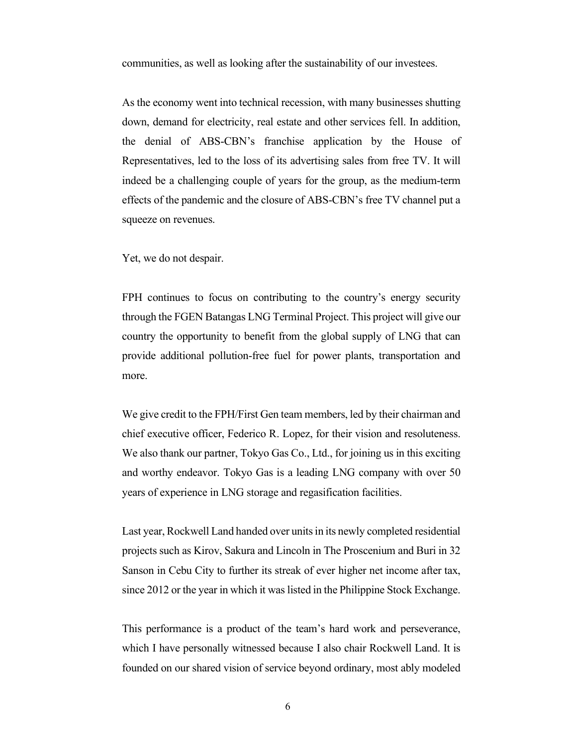communities, as well as looking after the sustainability of our investees.

As the economy went into technical recession, with many businesses shutting down, demand for electricity, real estate and other services fell. In addition, the denial of ABS-CBN's franchise application by the House of Representatives, led to the loss of its advertising sales from free TV. It will indeed be a challenging couple of years for the group, as the medium-term effects of the pandemic and the closure of ABS-CBN's free TV channel put a squeeze on revenues.

Yet, we do not despair.

FPH continues to focus on contributing to the country's energy security through the FGEN Batangas LNG Terminal Project. This project will give our country the opportunity to benefit from the global supply of LNG that can provide additional pollution-free fuel for power plants, transportation and more.

We give credit to the FPH/First Gen team members, led by their chairman and chief executive officer, Federico R. Lopez, for their vision and resoluteness. We also thank our partner, Tokyo Gas Co., Ltd., for joining us in this exciting and worthy endeavor. Tokyo Gas is a leading LNG company with over 50 years of experience in LNG storage and regasification facilities.

Last year, Rockwell Land handed over units in its newly completed residential projects such as Kirov, Sakura and Lincoln in The Proscenium and Buri in 32 Sanson in Cebu City to further its streak of ever higher net income after tax, since 2012 or the year in which it was listed in the Philippine Stock Exchange.

This performance is a product of the team's hard work and perseverance, which I have personally witnessed because I also chair Rockwell Land. It is founded on our shared vision of service beyond ordinary, most ably modeled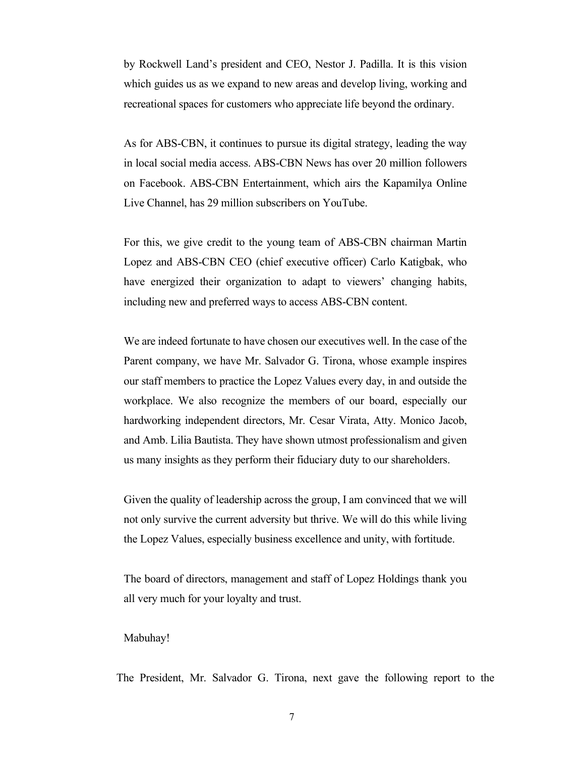by Rockwell Land's president and CEO, Nestor J. Padilla. It is this vision which guides us as we expand to new areas and develop living, working and recreational spaces for customers who appreciate life beyond the ordinary.

As for ABS-CBN, it continues to pursue its digital strategy, leading the way in local social media access. ABS-CBN News has over 20 million followers on Facebook. ABS-CBN Entertainment, which airs the Kapamilya Online Live Channel, has 29 million subscribers on YouTube.

For this, we give credit to the young team of ABS-CBN chairman Martin Lopez and ABS-CBN CEO (chief executive officer) Carlo Katigbak, who have energized their organization to adapt to viewers' changing habits, including new and preferred ways to access ABS-CBN content.

We are indeed fortunate to have chosen our executives well. In the case of the Parent company, we have Mr. Salvador G. Tirona, whose example inspires our staff members to practice the Lopez Values every day, in and outside the workplace. We also recognize the members of our board, especially our hardworking independent directors, Mr. Cesar Virata, Atty. Monico Jacob, and Amb. Lilia Bautista. They have shown utmost professionalism and given us many insights as they perform their fiduciary duty to our shareholders.

Given the quality of leadership across the group, I am convinced that we will not only survive the current adversity but thrive. We will do this while living the Lopez Values, especially business excellence and unity, with fortitude.

The board of directors, management and staff of Lopez Holdings thank you all very much for your loyalty and trust.

Mabuhay!

The President, Mr. Salvador G. Tirona, next gave the following report to the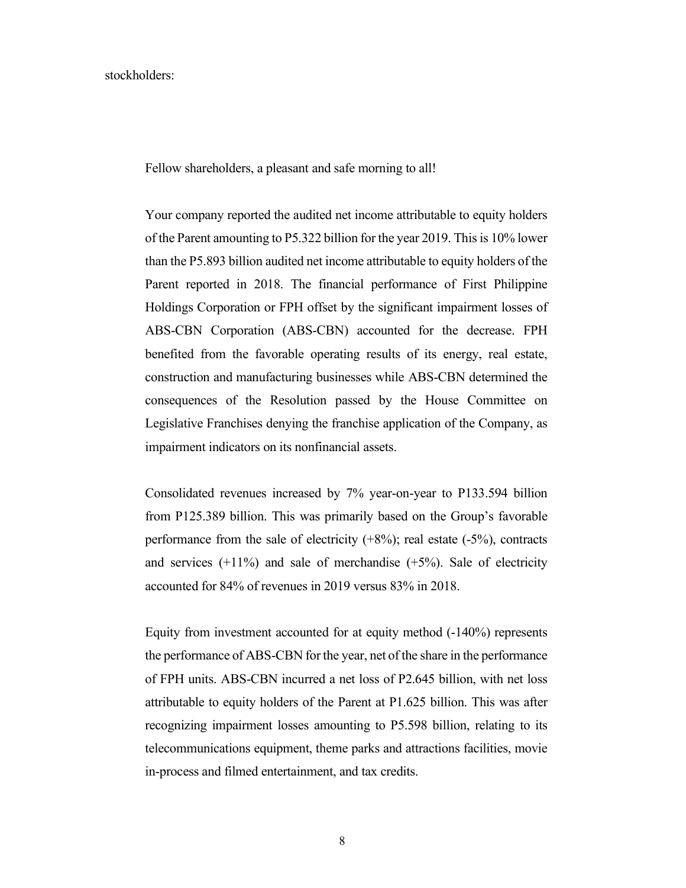stockholders:

Fellow shareholders, a pleasant and safe morning to all!

Your company reported the audited net income attributable to equity holders of the Parent amounting to P5.322 billion for the year 2019. This is 10% lower than the P5.893 billion audited net income attributable to equity holders of the Parent reported in 2018. The financial performance of First Philippine Holdings Corporation or FPH offset by the significant impairment losses of ABS-CBN Corporation (ABS-CBN) accounted for the decrease. FPH benefited from the favorable operating results of its energy, real estate, construction and manufacturing businesses while ABS-CBN determined the consequences of the Resolution passed by the House Committee on Legislative Franchises denying the franchise application of the Company, as impairment indicators on its nonfinancial assets.

Consolidated revenues increased by 7% year-on-year to P133.594 billion from P125.389 billion. This was primarily based on the Group's favorable performance from the sale of electricity (+8%); real estate (-5%), contracts and services (+11%) and sale of merchandise (+5%). Sale of electricity accounted for 84% of revenues in 2019 versus 83% in 2018.

Equity from investment accounted for at equity method (-140%) represents the performance of ABS-CBN for the year, net of the share in the performance of FPH units. ABS-CBN incurred a net loss of P2.645 billion, with net loss attributable to equity holders of the Parent at P1.625 billion. This was after recognizing impairment losses amounting to P5.598 billion, relating to its telecommunications equipment, theme parks and attractions facilities, movie in-process and filmed entertainment, and tax credits.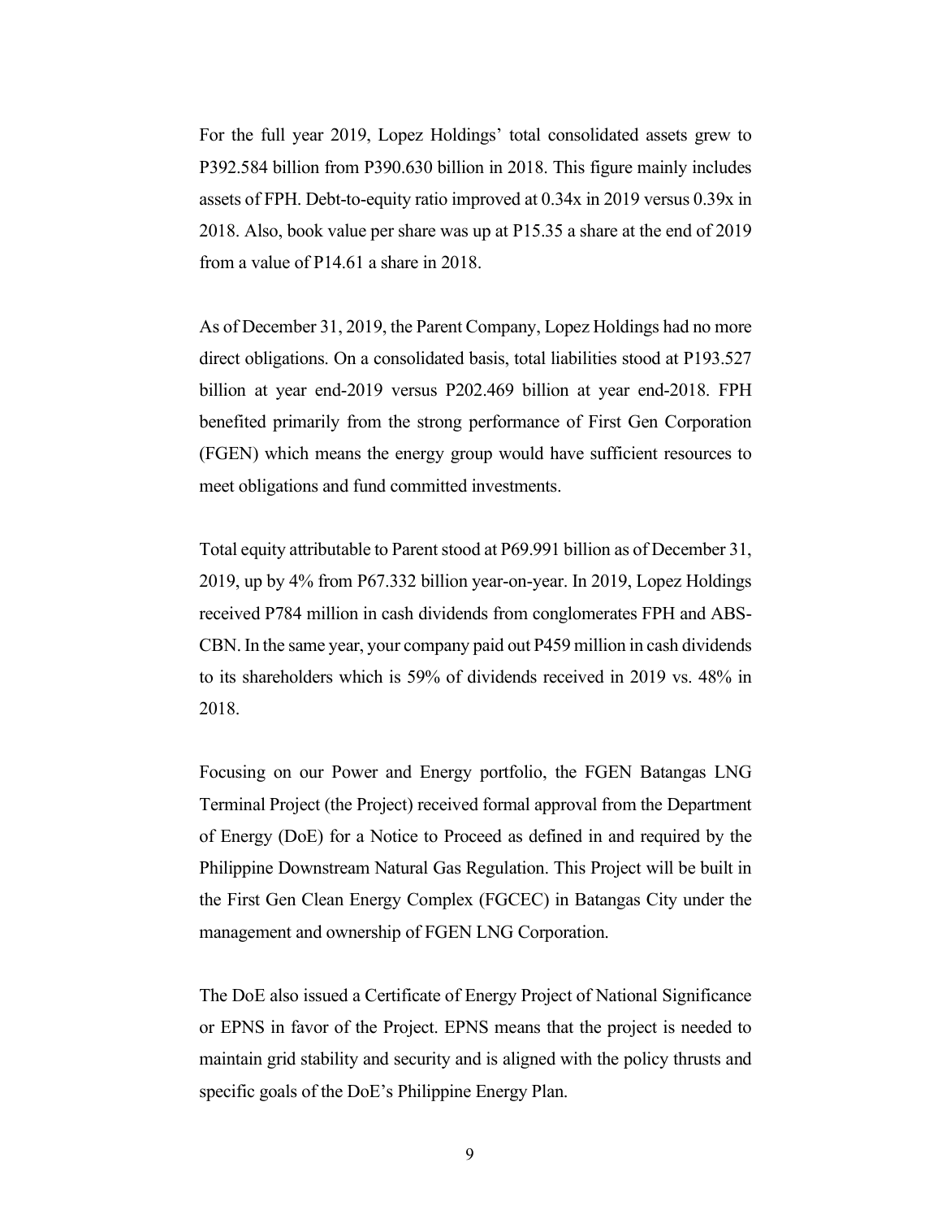For the full year 2019, Lopez Holdings' total consolidated assets grew to P392.584 billion from P390.630 billion in 2018. This figure mainly includes assets of FPH. Debt-to-equity ratio improved at 0.34x in 2019 versus 0.39x in 2018. Also, book value per share was up at P15.35 a share at the end of 2019 from a value of P14.61 a share in 2018.

As of December 31, 2019, the Parent Company, Lopez Holdings had no more direct obligations. On a consolidated basis, total liabilities stood at P193.527 billion at year end-2019 versus P202.469 billion at year end-2018. FPH benefited primarily from the strong performance of First Gen Corporation (FGEN) which means the energy group would have sufficient resources to meet obligations and fund committed investments.

Total equity attributable to Parent stood at P69.991 billion as of December 31, 2019, up by 4% from P67.332 billion year-on-year. In 2019, Lopez Holdings received P784 million in cash dividends from conglomerates FPH and ABS-CBN. In the same year, your company paid out P459 million in cash dividends to its shareholders which is 59% of dividends received in 2019 vs. 48% in 2018.

Focusing on our Power and Energy portfolio, the FGEN Batangas LNG Terminal Project (the Project) received formal approval from the Department of Energy (DoE) for a Notice to Proceed as defined in and required by the Philippine Downstream Natural Gas Regulation. This Project will be built in the First Gen Clean Energy Complex (FGCEC) in Batangas City under the management and ownership of FGEN LNG Corporation.

The DoE also issued a Certificate of Energy Project of National Significance or EPNS in favor of the Project. EPNS means that the project is needed to maintain grid stability and security and is aligned with the policy thrusts and specific goals of the DoE's Philippine Energy Plan.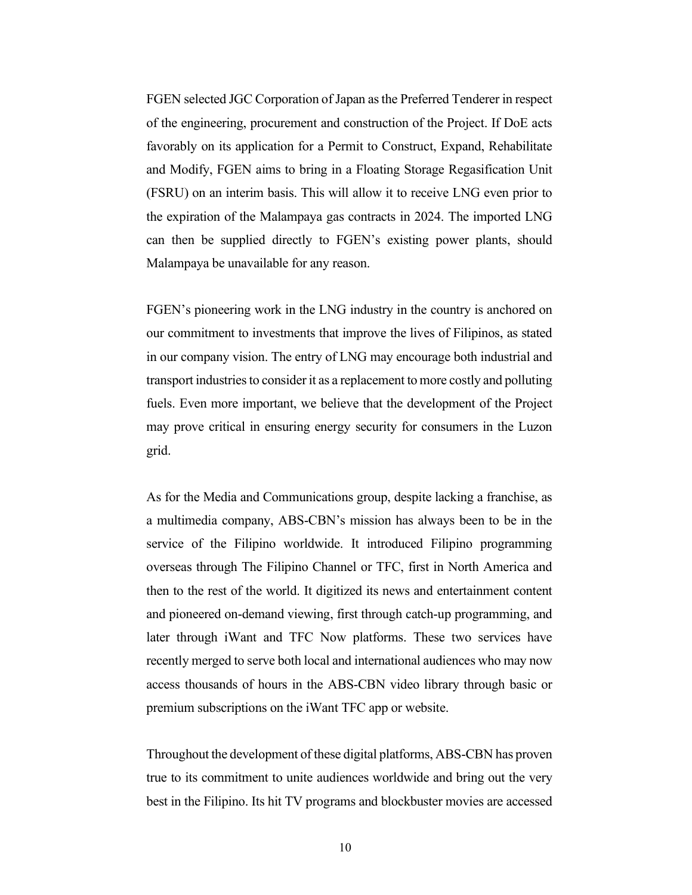FGEN selected JGC Corporation of Japan as the Preferred Tenderer in respect of the engineering, procurement and construction of the Project. If DoE acts favorably on its application for a Permit to Construct, Expand, Rehabilitate and Modify, FGEN aims to bring in a Floating Storage Regasification Unit (FSRU) on an interim basis. This will allow it to receive LNG even prior to the expiration of the Malampaya gas contracts in 2024. The imported LNG can then be supplied directly to FGEN's existing power plants, should Malampaya be unavailable for any reason.

FGEN's pioneering work in the LNG industry in the country is anchored on our commitment to investments that improve the lives of Filipinos, as stated in our company vision. The entry of LNG may encourage both industrial and transport industries to consider it as a replacement to more costly and polluting fuels. Even more important, we believe that the development of the Project may prove critical in ensuring energy security for consumers in the Luzon grid.

As for the Media and Communications group, despite lacking a franchise, as a multimedia company, ABS-CBN's mission has always been to be in the service of the Filipino worldwide. It introduced Filipino programming overseas through The Filipino Channel or TFC, first in North America and then to the rest of the world. It digitized its news and entertainment content and pioneered on-demand viewing, first through catch-up programming, and later through iWant and TFC Now platforms. These two services have recently merged to serve both local and international audiences who may now access thousands of hours in the ABS-CBN video library through basic or premium subscriptions on the iWant TFC app or website.

Throughout the development of these digital platforms, ABS-CBN has proven true to its commitment to unite audiences worldwide and bring out the very best in the Filipino. Its hit TV programs and blockbuster movies are accessed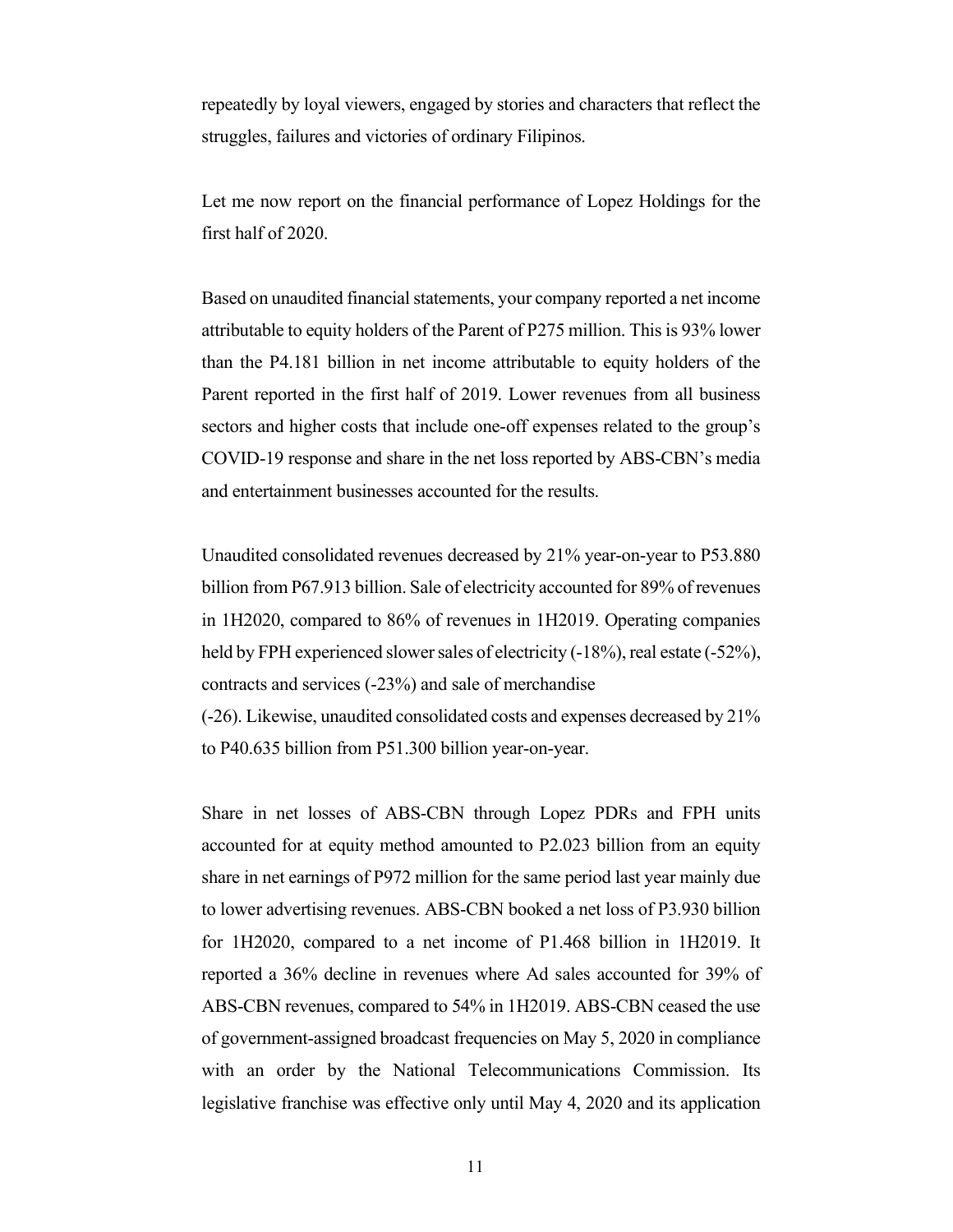repeatedly by loyal viewers, engaged by stories and characters that reflect the struggles, failures and victories of ordinary Filipinos.

Let me now report on the financial performance of Lopez Holdings for the first half of 2020.

Based on unaudited financial statements, your company reported a net income attributable to equity holders of the Parent of P275 million. This is 93% lower than the P4.181 billion in net income attributable to equity holders of the Parent reported in the first half of 2019. Lower revenues from all business sectors and higher costs that include one-off expenses related to the group's COVID-19 response and share in the net loss reported by ABS-CBN's media and entertainment businesses accounted for the results.

Unaudited consolidated revenues decreased by 21% year-on-year to P53.880 billion from P67.913 billion. Sale of electricity accounted for 89% of revenues in 1H2020, compared to 86% of revenues in 1H2019. Operating companies held by FPH experienced slower sales of electricity (-18%), real estate (-52%), contracts and services (-23%) and sale of merchandise (-26). Likewise, unaudited consolidated costs and expenses decreased by 21% to P40.635 billion from P51.300 billion year-on-year.

Share in net losses of ABS-CBN through Lopez PDRs and FPH units accounted for at equity method amounted to P2.023 billion from an equity share in net earnings of P972 million for the same period last year mainly due to lower advertising revenues. ABS-CBN booked a net loss of P3.930 billion for 1H2020, compared to a net income of P1.468 billion in 1H2019. It reported a 36% decline in revenues where Ad sales accounted for 39% of ABS-CBN revenues, compared to 54% in 1H2019. ABS-CBN ceased the use of government-assigned broadcast frequencies on May 5, 2020 in compliance with an order by the National Telecommunications Commission. Its legislative franchise was effective only until May 4, 2020 and its application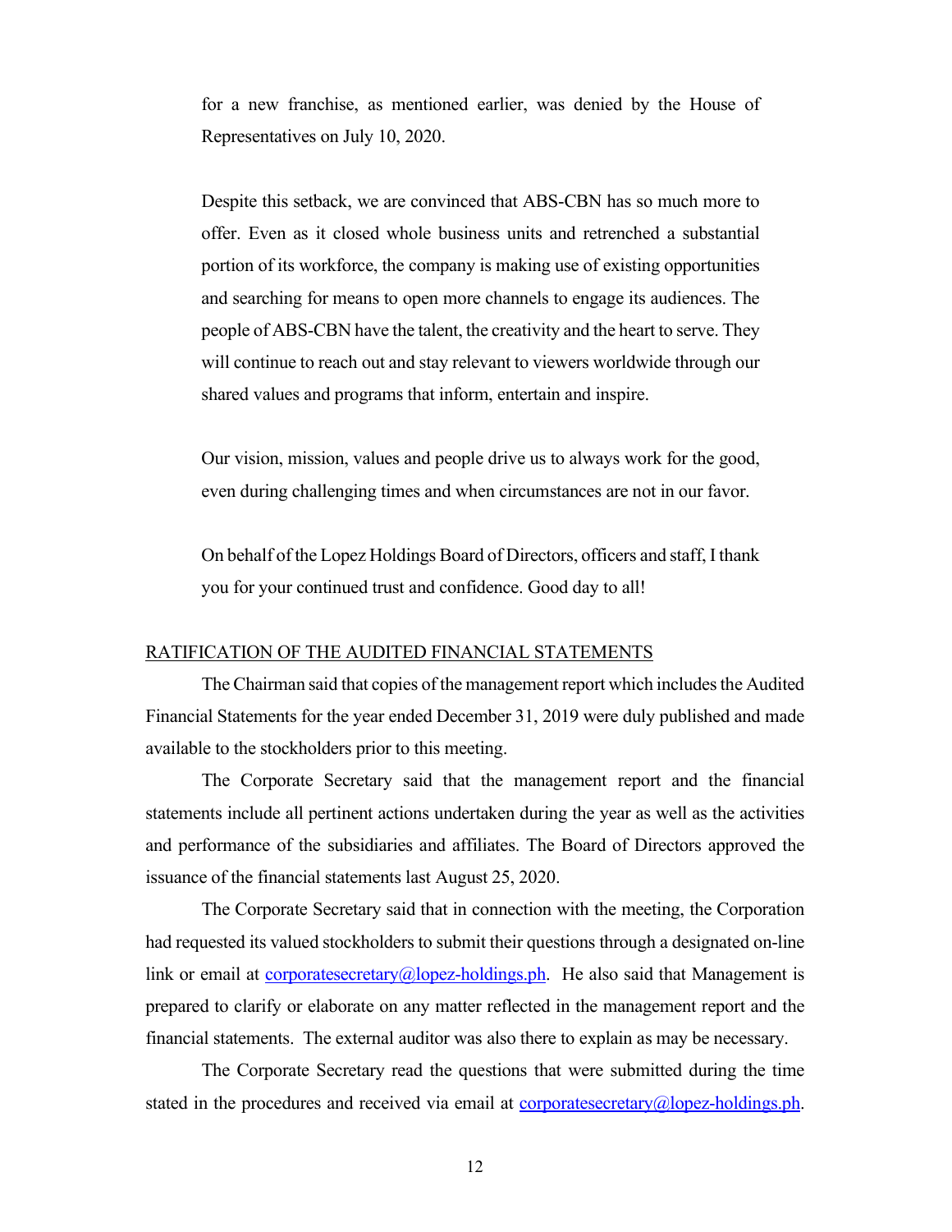for a new franchise, as mentioned earlier, was denied by the House of Representatives on July 10, 2020.

Despite this setback, we are convinced that ABS-CBN has so much more to offer. Even as it closed whole business units and retrenched a substantial portion of its workforce, the company is making use of existing opportunities and searching for means to open more channels to engage its audiences. The people of ABS-CBN have the talent, the creativity and the heart to serve. They will continue to reach out and stay relevant to viewers worldwide through our shared values and programs that inform, entertain and inspire.

Our vision, mission, values and people drive us to always work for the good, even during challenging times and when circumstances are not in our favor.

On behalf of the Lopez Holdings Board of Directors, officers and staff, I thank you for your continued trust and confidence. Good day to all!

RATIFICATION OF THE AUDITED FINANCIAL STATEMENTS

The Chairman said that copies of the management report which includes the Audited Financial Statements for the year ended December 31, 2019 were duly published and made available to the stockholders prior to this meeting.

The Corporate Secretary said that the management report and the financial statements include all pertinent actions undertaken during the year as well as the activities and performance of the subsidiaries and affiliates. The Board of Directors approved the issuance of the financial statements last August 25, 2020.

The Corporate Secretary said that in connection with the meeting, the Corporation had requested its valued stockholders to submit their questions through a designated on-line link or email at corporatesecretary@lopez-holdings.ph. He also said that Management is prepared to clarify or elaborate on any matter reflected in the management report and the financial statements. The external auditor was also there to explain as may be necessary.

The Corporate Secretary read the questions that were submitted during the time stated in the procedures and received via email at corporatesecretary@lopez-holdings.ph.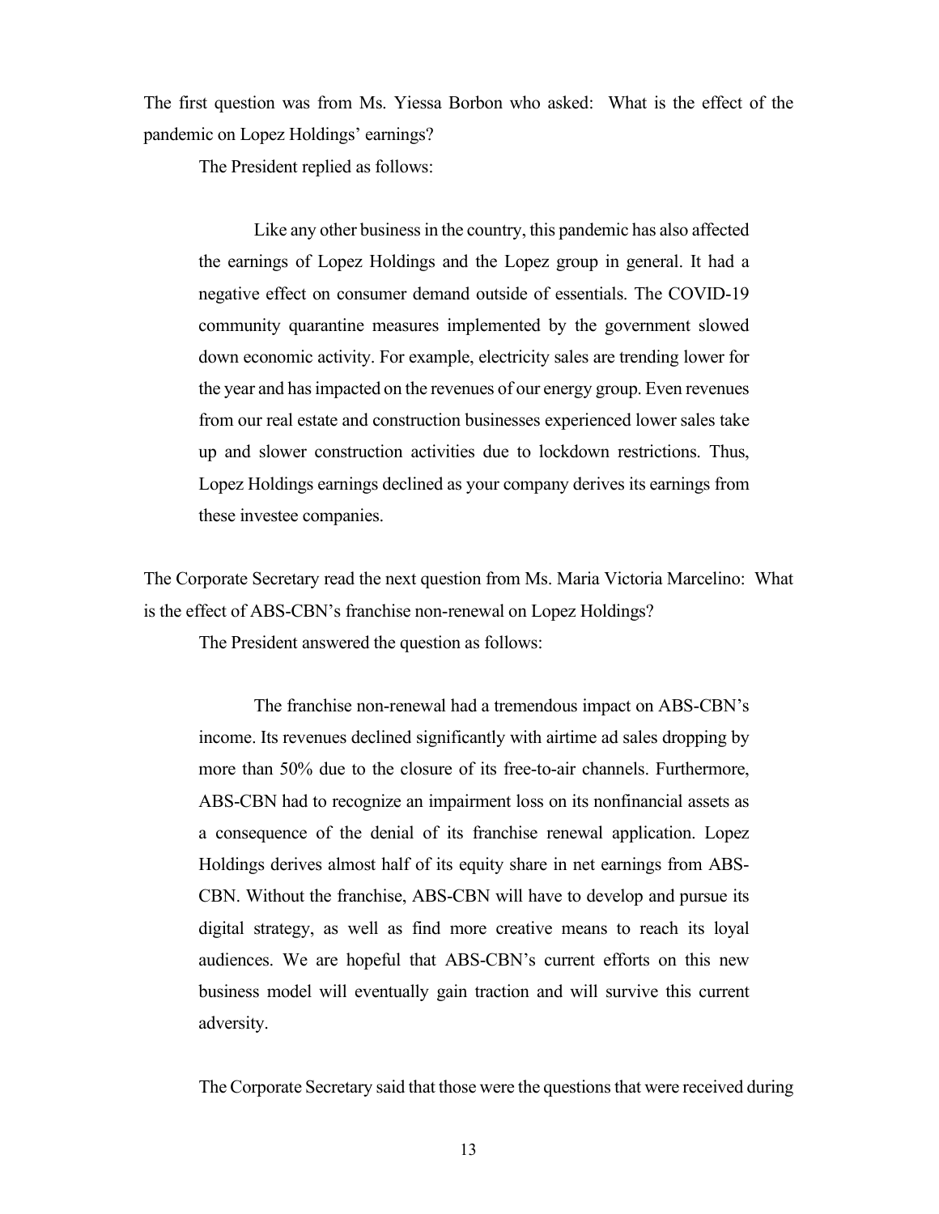The first question was from Ms. Yiessa Borbon who asked: What is the effect of the pandemic on Lopez Holdings' earnings?

The President replied as follows:

> Like any other business in the country, this pandemic has also affected the earnings of Lopez Holdings and the Lopez group in general. It had a negative effect on consumer demand outside of essentials. The COVID-19 community quarantine measures implemented by the government slowed down economic activity. For example, electricity sales are trending lower for the year and has impacted on the revenues of our energy group. Even revenues from our real estate and construction businesses experienced lower sales take up and slower construction activities due to lockdown restrictions. Thus, Lopez Holdings earnings declined as your company derives its earnings from these investee companies.

The Corporate Secretary read the next question from Ms. Maria Victoria Marcelino: What is the effect of ABS-CBN's franchise non-renewal on Lopez Holdings?

The President answered the question as follows:

> The franchise non-renewal had a tremendous impact on ABS-CBN's income. Its revenues declined significantly with airtime ad sales dropping by more than 50% due to the closure of its free-to-air channels. Furthermore, ABS-CBN had to recognize an impairment loss on its nonfinancial assets as a consequence of the denial of its franchise renewal application. Lopez Holdings derives almost half of its equity share in net earnings from ABS-CBN. Without the franchise, ABS-CBN will have to develop and pursue its digital strategy, as well as find more creative means to reach its loyal audiences. We are hopeful that ABS-CBN's current efforts on this new business model will eventually gain traction and will survive this current adversity.

The Corporate Secretary said that those were the questions that were received during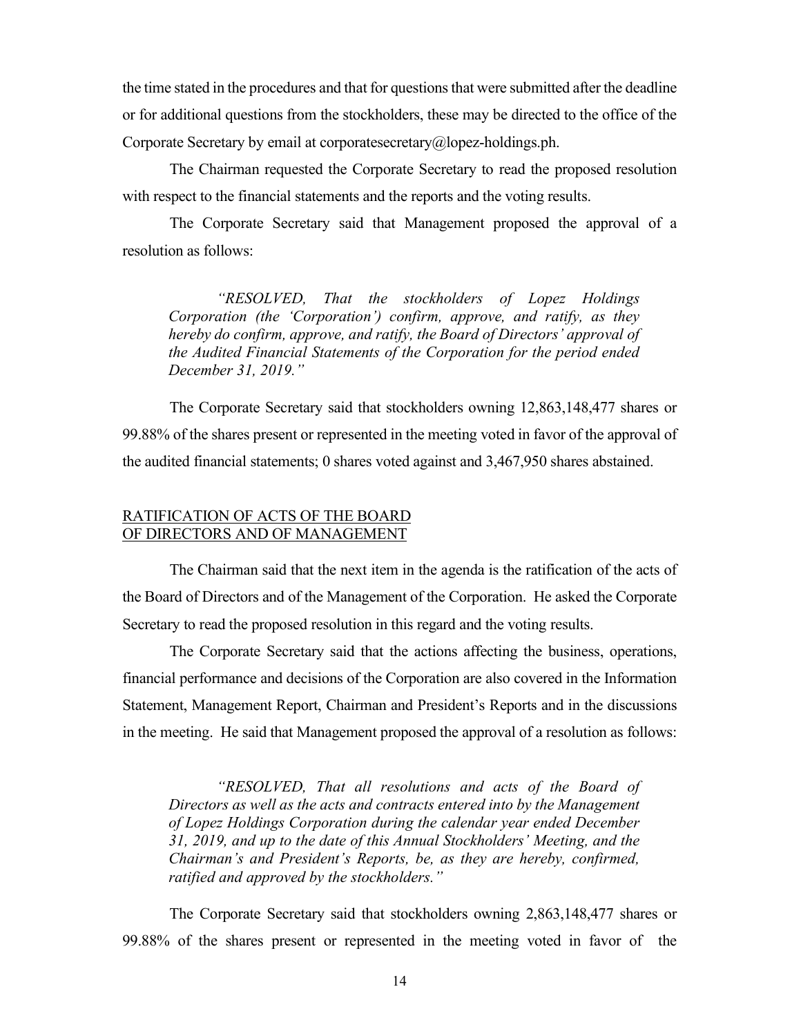the time stated in the procedures and that for questions that were submitted after the deadline or for additional questions from the stockholders, these may be directed to the office of the Corporate Secretary by email at corporatesecretary@lopez-holdings.ph.

The Chairman requested the Corporate Secretary to read the proposed resolution with respect to the financial statements and the reports and the voting results.

The Corporate Secretary said that Management proposed the approval of a resolution as follows:

> *"RESOLVED, That the stockholders of Lopez Holdings Corporation (the 'Corporation') confirm, approve, and ratify, as they hereby do confirm, approve, and ratify, the Board of Directors' approval of the Audited Financial Statements of the Corporation for the period ended December 31, 2019."*

The Corporate Secretary said that stockholders owning 12,863,148,477 shares or 99.88% of the shares present or represented in the meeting voted in favor of the approval of the audited financial statements; 0 shares voted against and 3,467,950 shares abstained.

<u>RATIFICATION OF ACTS OF THE BOARD OF DIRECTORS AND OF MANAGEMENT</u>

The Chairman said that the next item in the agenda is the ratification of the acts of the Board of Directors and of the Management of the Corporation. He asked the Corporate Secretary to read the proposed resolution in this regard and the voting results.

The Corporate Secretary said that the actions affecting the business, operations, financial performance and decisions of the Corporation are also covered in the Information Statement, Management Report, Chairman and President's Reports and in the discussions in the meeting. He said that Management proposed the approval of a resolution as follows:

> *"RESOLVED, That all resolutions and acts of the Board of Directors as well as the acts and contracts entered into by the Management of Lopez Holdings Corporation during the calendar year ended December 31, 2019, and up to the date of this Annual Stockholders' Meeting, and the Chairman's and President's Reports, be, as they are hereby, confirmed, ratified and approved by the stockholders."*

The Corporate Secretary said that stockholders owning 2,863,148,477 shares or 99.88% of the shares present or represented in the meeting voted in favor of the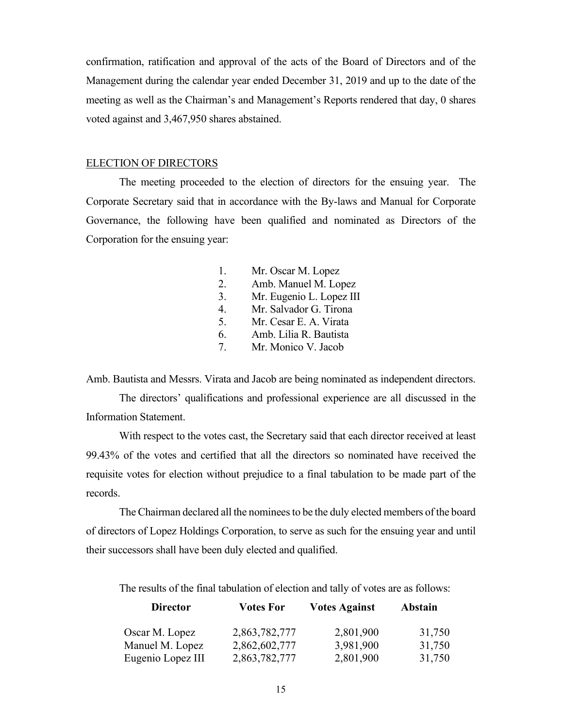confirmation, ratification and approval of the acts of the Board of Directors and of the Management during the calendar year ended December 31, 2019 and up to the date of the meeting as well as the Chairman's and Management's Reports rendered that day, 0 shares voted against and 3,467,950 shares abstained.

ELECTION OF DIRECTORS

The meeting proceeded to the election of directors for the ensuing year. The Corporate Secretary said that in accordance with the By-laws and Manual for Corporate Governance, the following have been qualified and nominated as Directors of the Corporation for the ensuing year:

1. Mr. Oscar M. Lopez
2. Amb. Manuel M. Lopez
3. Mr. Eugenio L. Lopez III
4. Mr. Salvador G. Tirona
5. Mr. Cesar E. A. Virata
6. Amb. Lilia R. Bautista
7. Mr. Monico V. Jacob

Amb. Bautista and Messrs. Virata and Jacob are being nominated as independent directors.

The directors' qualifications and professional experience are all discussed in the Information Statement.

With respect to the votes cast, the Secretary said that each director received at least 99.43% of the votes and certified that all the directors so nominated have received the requisite votes for election without prejudice to a final tabulation to be made part of the records.

The Chairman declared all the nominees to be the duly elected members of the board of directors of Lopez Holdings Corporation, to serve as such for the ensuing year and until their successors shall have been duly elected and qualified.

The results of the final tabulation of election and tally of votes are as follows:

| Director | Votes For | Votes Against | Abstain |
|---|---|---|---|
| Oscar M. Lopez | 2,863,782,777 | 2,801,900 | 31,750 |
| Manuel M. Lopez | 2,862,602,777 | 3,981,900 | 31,750 |
| Eugenio Lopez III | 2,863,782,777 | 2,801,900 | 31,750 |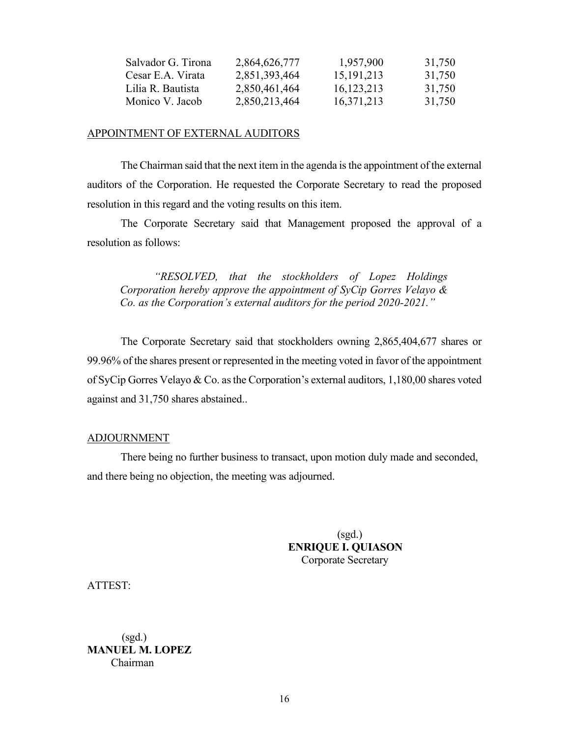| | | | |
|---|---|---|---|
| Salvador G. Tirona | 2,864,626,777 | 1,957,900 | 31,750 |
| Cesar E.A. Virata | 2,851,393,464 | 15,191,213 | 31,750 |
| Lilia R. Bautista | 2,850,461,464 | 16,123,213 | 31,750 |
| Monico V. Jacob | 2,850,213,464 | 16,371,213 | 31,750 |

APPOINTMENT OF EXTERNAL AUDITORS

The Chairman said that the next item in the agenda is the appointment of the external auditors of the Corporation. He requested the Corporate Secretary to read the proposed resolution in this regard and the voting results on this item.

The Corporate Secretary said that Management proposed the approval of a resolution as follows:

> *"RESOLVED, that the stockholders of Lopez Holdings Corporation hereby approve the appointment of SyCip Gorres Velayo & Co. as the Corporation's external auditors for the period 2020-2021."*

The Corporate Secretary said that stockholders owning 2,865,404,677 shares or 99.96% of the shares present or represented in the meeting voted in favor of the appointment of SyCip Gorres Velayo & Co. as the Corporation's external auditors, 1,180,00 shares voted against and 31,750 shares abstained..

ADJOURNMENT

There being no further business to transact, upon motion duly made and seconded, and there being no objection, the meeting was adjourned.

(sgd.)
**ENRIQUE I. QUIASON**
Corporate Secretary

ATTEST:

(sgd.)
**MANUEL M. LOPEZ**
Chairman